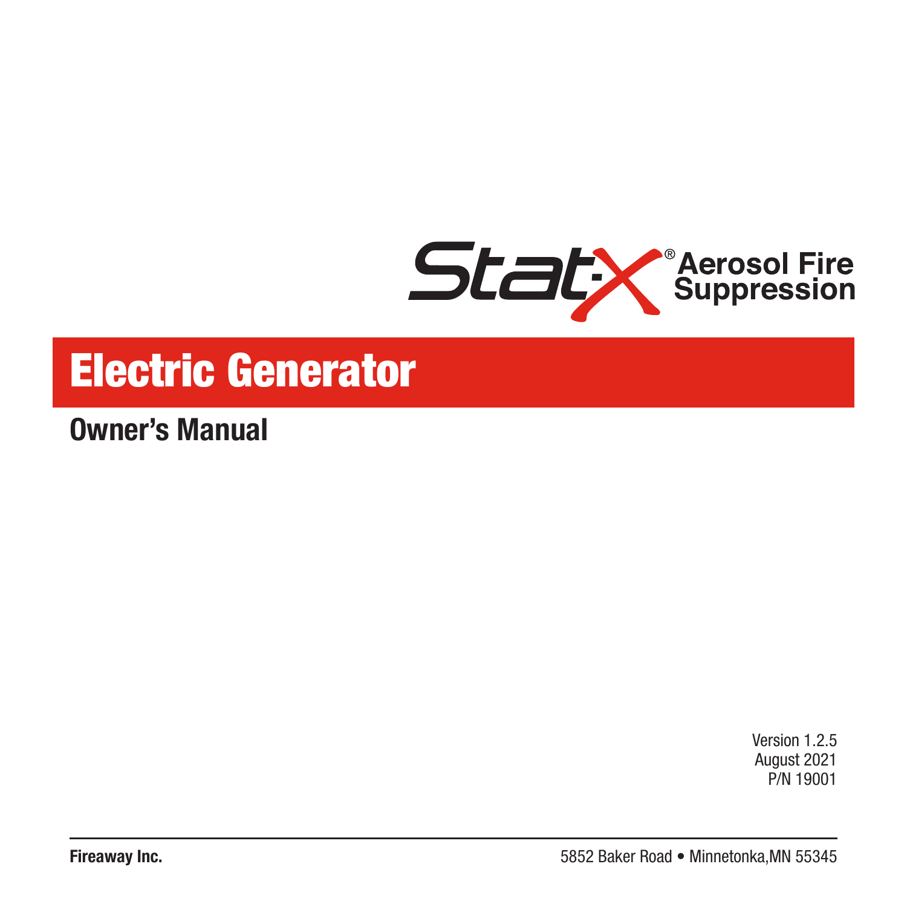Stat-X® Aerosol Fire Suppression

# Electric Generator

## Owner's Manual

Version 1.2.5
August 2021
P/N 19001

**Fireaway Inc.** 5852 Baker Road • Minnetonka,MN 55345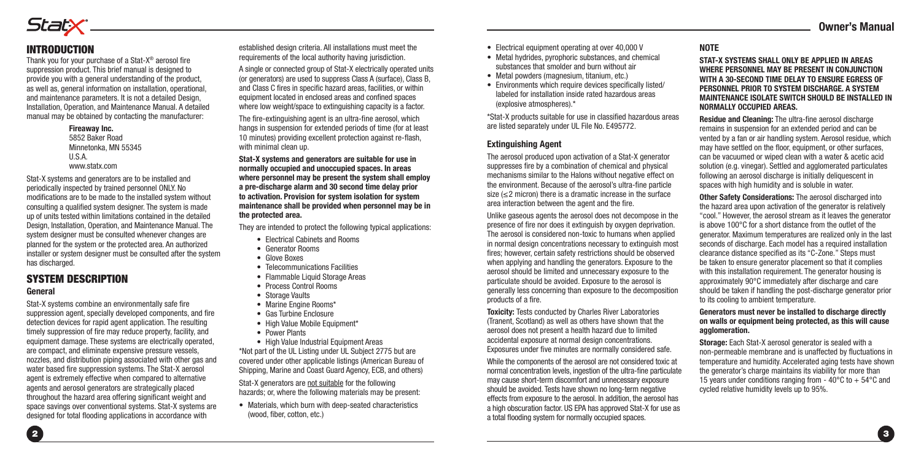## INTRODUCTION

Thank you for your purchase of a Stat-X® aerosol fire suppression product. This brief manual is designed to provide you with a general understanding of the product, as well as, general information on installation, operational, and maintenance parameters. It is not a detailed Design, Installation, Operation, and Maintenance Manual. A detailed manual may be obtained by contacting the manufacturer:

**Fireaway Inc.**
5852 Baker Road
Minnetonka, MN 55345
U.S.A.
www.statx.com

Stat-X systems and generators are to be installed and periodically inspected by trained personnel ONLY. No modifications are to be made to the installed system without consulting a qualified system designer. The system is made up of units tested within limitations contained in the detailed Design, Installation, Operation, and Maintenance Manual. The system designer must be consulted whenever changes are planned for the system or the protected area. An authorized installer or system designer must be consulted after the system has discharged.

## SYSTEM DESCRIPTION

### General

Stat-X systems combine an environmentally safe fire suppression agent, specially developed components, and fire detection devices for rapid agent application. The resulting timely suppression of fire may reduce property, facility, and equipment damage. These systems are electrically operated, are compact, and eliminate expensive pressure vessels, nozzles, and distribution piping associated with other gas and water based fire suppression systems. The Stat-X aerosol agent is extremely effective when compared to alternative agents and aerosol generators are strategically placed throughout the hazard area offering significant weight and space savings over conventional systems. Stat-X systems are designed for total flooding applications in accordance with established design criteria. All installations must meet the requirements of the local authority having jurisdiction.

A single or connected group of Stat-X electrically operated units (or generators) are used to suppress Class A (surface), Class B, and Class C fires in specific hazard areas, facilities, or within equipment located in enclosed areas and confined spaces where low weight/space to extinguishing capacity is a factor.

The fire-extinguishing agent is an ultra-fine aerosol, which hangs in suspension for extended periods of time (for at least 10 minutes) providing excellent protection against re-flash, with minimal clean up.

**Stat-X systems and generators are suitable for use in normally occupied and unoccupied spaces. In areas where personnel may be present the system shall employ a pre-discharge alarm and 30 second time delay prior to activation. Provision for system isolation for system maintenance shall be provided when personnel may be in the protected area.**

They are intended to protect the following typical applications:

- Electrical Cabinets and Rooms
- Generator Rooms
- Glove Boxes
- Telecommunications Facilities
- Flammable Liquid Storage Areas
- Process Control Rooms
- Storage Vaults
- Marine Engine Rooms*
- Gas Turbine Enclosure
- High Value Mobile Equipment*
- Power Plants
- High Value Industrial Equipment Areas

*Not part of the UL Listing under UL Subject 2775 but are covered under other applicable listings (American Bureau of Shipping, Marine and Coast Guard Agency, ECB, and others)

Stat-X generators are <u>not suitable</u> for the following hazards; or, where the following materials may be present:

- Materials, which burn with deep-seated characteristics (wood, fiber, cotton, etc.)
- Electrical equipment operating at over 40,000 V
- Metal hydrides, pyrophoric substances, and chemical substances that smolder and burn without air
- Metal powders (magnesium, titanium, etc.)
- Environments which require devices specifically listed/labeled for installation inside rated hazardous areas (explosive atmospheres).*

*Stat-X products suitable for use in classified hazardous areas are listed separately under UL File No. E495772.

### Extinguishing Agent

The aerosol produced upon activation of a Stat-X generator suppresses fire by a combination of chemical and physical mechanisms similar to the Halons without negative effect on the environment. Because of the aerosol's ultra-fine particle size ($\leq 2$ micron) there is a dramatic increase in the surface area interaction between the agent and the fire.

Unlike gaseous agents the aerosol does not decompose in the presence of fire nor does it extinguish by oxygen deprivation. The aerosol is considered non-toxic to humans when applied in normal design concentrations necessary to extinguish most fires; however, certain safety restrictions should be observed when applying and handling the generators. Exposure to the aerosol should be limited and unnecessary exposure to the particulate should be avoided. Exposure to the aerosol is generally less concerning than exposure to the decomposition products of a fire.

**Toxicity:** Tests conducted by Charles River Laboratories (Tranent, Scotland) as well as others have shown that the aerosol does not present a health hazard due to limited accidental exposure at normal design concentrations. Exposures under five minutes are normally considered safe.

While the components of the aerosol are not considered toxic at normal concentration levels, ingestion of the ultra-fine particulate may cause short-term discomfort and unnecessary exposure should be avoided. Tests have shown no long-term negative effects from exposure to the aerosol. In addition, the aerosol has a high obscuration factor. US EPA has approved Stat-X for use as a total flooding system for normally occupied spaces.

### NOTE

**STAT-X SYSTEMS SHALL ONLY BE APPLIED IN AREAS WHERE PERSONNEL MAY BE PRESENT IN CONJUNCTION WITH A 30-SECOND TIME DELAY TO ENSURE EGRESS OF PERSONNEL PRIOR TO SYSTEM DISCHARGE. A SYSTEM MAINTENANCE ISOLATE SWITCH SHOULD BE INSTALLED IN NORMALLY OCCUPIED AREAS.**

**Residue and Cleaning:** The ultra-fine aerosol discharge remains in suspension for an extended period and can be vented by a fan or air handling system. Aerosol residue, which may have settled on the floor, equipment, or other surfaces, can be vacuumed or wiped clean with a water & acetic acid solution (e.g. vinegar). Settled and agglomerated particulates following an aerosol discharge is initially deliquescent in spaces with high humidity and is soluble in water.

**Other Safety Considerations:** The aerosol discharged into the hazard area upon activation of the generator is relatively "cool." However, the aerosol stream as it leaves the generator is above 100°C for a short distance from the outlet of the generator. Maximum temperatures are realized only in the last seconds of discharge. Each model has a required installation clearance distance specified as its "C-Zone." Steps must be taken to ensure generator placement so that it complies with this installation requirement. The generator housing is approximately 90°C immediately after discharge and care should be taken if handling the post-discharge generator prior to its cooling to ambient temperature.

**Generators must never be installed to discharge directly on walls or equipment being protected, as this will cause agglomeration.**

**Storage:** Each Stat-X aerosol generator is sealed with a non-permeable membrane and is unaffected by fluctuations in temperature and humidity. Accelerated aging tests have shown the generator's charge maintains its viability for more than 15 years under conditions ranging from - 40°C to + 54°C and cycled relative humidity levels up to 95%.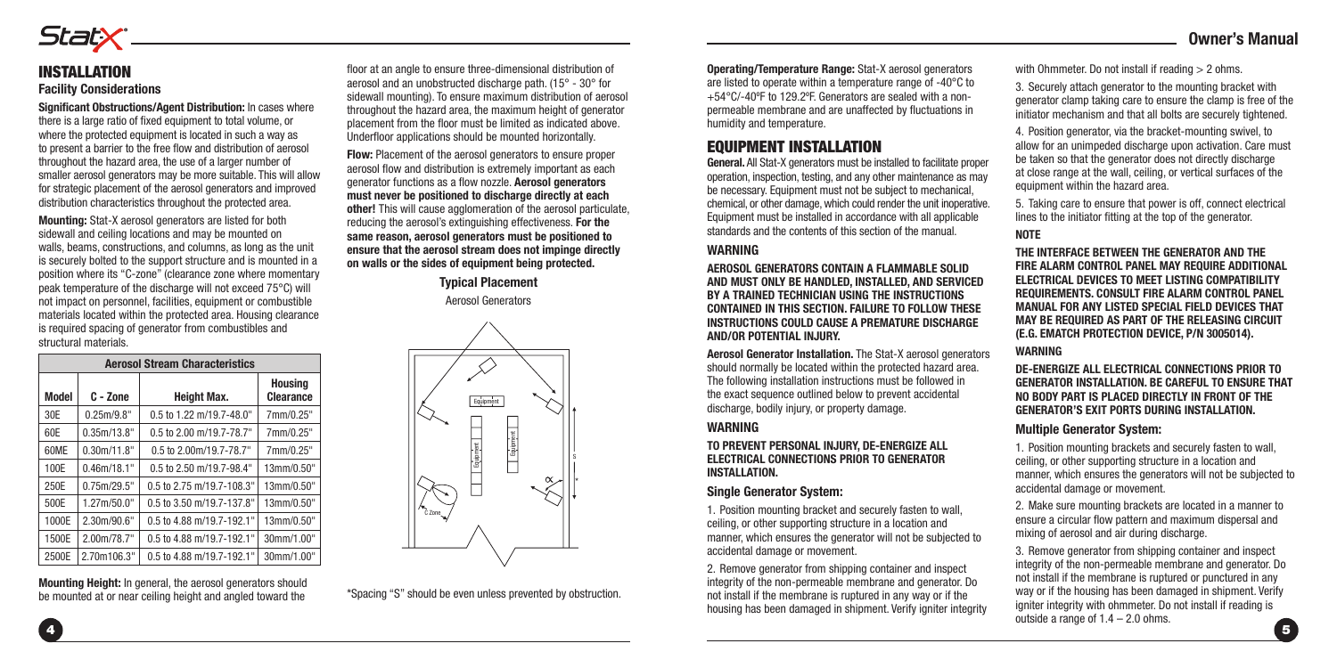## INSTALLATION

### Facility Considerations

**Significant Obstructions/Agent Distribution:** In cases where there is a large ratio of fixed equipment to total volume, or where the protected equipment is located in such a way as to present a barrier to the free flow and distribution of aerosol throughout the hazard area, the use of a larger number of smaller aerosol generators may be more suitable. This will allow for strategic placement of the aerosol generators and improved distribution characteristics throughout the protected area.

**Mounting:** Stat-X aerosol generators are listed for both sidewall and ceiling locations and may be mounted on walls, beams, constructions, and columns, as long as the unit is securely bolted to the support structure and is mounted in a position where its "C-zone" (clearance zone where momentary peak temperature of the discharge will not exceed 75°C) will not impact on personnel, facilities, equipment or combustible materials located within the protected area. Housing clearance is required spacing of generator from combustibles and structural materials.

| Aerosol Stream Characteristics | | | |
|---|---|---|---|
| **Model** | **C - Zone** | **Height Max.** | **Housing Clearance** |
| 30E | 0.25m/9.8" | 0.5 to 1.22 m/19.7-48.0" | 7mm/0.25" |
| 60E | 0.35m/13.8" | 0.5 to 2.00 m/19.7-78.7" | 7mm/0.25" |
| 60ME | 0.30m/11.8" | 0.5 to 2.00m/19.7-78.7" | 7mm/0.25" |
| 100E | 0.46m/18.1" | 0.5 to 2.50 m/19.7-98.4" | 13mm/0.50" |
| 250E | 0.75m/29.5" | 0.5 to 2.75 m/19.7-108.3" | 13mm/0.50" |
| 500E | 1.27m/50.0" | 0.5 to 3.50 m/19.7-137.8" | 13mm/0.50" |
| 1000E | 2.30m/90.6" | 0.5 to 4.88 m/19.7-192.1" | 13mm/0.50" |
| 1500E | 2.00m/78.7" | 0.5 to 4.88 m/19.7-192.1" | 30mm/1.00" |
| 2500E | 2.70m106.3" | 0.5 to 4.88 m/19.7-192.1" | 30mm/1.00" |

**Mounting Height:** In general, the aerosol generators should be mounted at or near ceiling height and angled toward the floor at an angle to ensure three-dimensional distribution of aerosol and an unobstructed discharge path. (15° - 30° for sidewall mounting). To ensure maximum distribution of aerosol throughout the hazard area, the maximum height of generator placement from the floor must be limited as indicated above. Underfloor applications should be mounted horizontally.

**Flow:** Placement of the aerosol generators to ensure proper aerosol flow and distribution is extremely important as each generator functions as a flow nozzle. **Aerosol generators must never be positioned to discharge directly at each other!** This will cause agglomeration of the aerosol particulate, reducing the aerosol's extinguishing effectiveness. **For the same reason, aerosol generators must be positioned to ensure that the aerosol stream does not impinge directly on walls or the sides of equipment being protected.**

**Typical Placement**

Aerosol Generators

Equipment

Equipment

Equipment

C Zone

S

*

α

\*Spacing "S" should be even unless prevented by obstruction.

**Operating/Temperature Range:** Stat-X aerosol generators are listed to operate within a temperature range of -40°C to +54°C/-40ºF to 129.2ºF. Generators are sealed with a non-permeable membrane and are unaffected by fluctuations in humidity and temperature.

## EQUIPMENT INSTALLATION

**General.** All Stat-X generators must be installed to facilitate proper operation, inspection, testing, and any other maintenance as may be necessary. Equipment must not be subject to mechanical, chemical, or other damage, which could render the unit inoperative. Equipment must be installed in accordance with all applicable standards and the contents of this section of the manual.

#### WARNING

**AEROSOL GENERATORS CONTAIN A FLAMMABLE SOLID AND MUST ONLY BE HANDLED, INSTALLED, AND SERVICED BY A TRAINED TECHNICIAN USING THE INSTRUCTIONS CONTAINED IN THIS SECTION. FAILURE TO FOLLOW THESE INSTRUCTIONS COULD CAUSE A PREMATURE DISCHARGE AND/OR POTENTIAL INJURY.**

**Aerosol Generator Installation.** The Stat-X aerosol generators should normally be located within the protected hazard area. The following installation instructions must be followed in the exact sequence outlined below to prevent accidental discharge, bodily injury, or property damage.

#### WARNING

**TO PREVENT PERSONAL INJURY, DE-ENERGIZE ALL ELECTRICAL CONNECTIONS PRIOR TO GENERATOR INSTALLATION.**

### Single Generator System:

1. Position mounting bracket and securely fasten to wall, ceiling, or other supporting structure in a location and manner, which ensures the generator will not be subjected to accidental damage or movement.

2. Remove generator from shipping container and inspect integrity of the non-permeable membrane and generator. Do not install if the membrane is ruptured in any way or if the housing has been damaged in shipment. Verify igniter integrity with Ohmmeter. Do not install if reading > 2 ohms.

3. Securely attach generator to the mounting bracket with generator clamp taking care to ensure the clamp is free of the initiator mechanism and that all bolts are securely tightened.

4. Position generator, via the bracket-mounting swivel, to allow for an unimpeded discharge upon activation. Care must be taken so that the generator does not directly discharge at close range at the wall, ceiling, or vertical surfaces of the equipment within the hazard area.

5. Taking care to ensure that power is off, connect electrical lines to the initiator fitting at the top of the generator.

#### NOTE

**THE INTERFACE BETWEEN THE GENERATOR AND THE FIRE ALARM CONTROL PANEL MAY REQUIRE ADDITIONAL ELECTRICAL DEVICES TO MEET LISTING COMPATIBILITY REQUIREMENTS. CONSULT FIRE ALARM CONTROL PANEL MANUAL FOR ANY LISTED SPECIAL FIELD DEVICES THAT MAY BE REQUIRED AS PART OF THE RELEASING CIRCUIT (E.G. EMATCH PROTECTION DEVICE, P/N 3005014).**

#### WARNING

**DE-ENERGIZE ALL ELECTRICAL CONNECTIONS PRIOR TO GENERATOR INSTALLATION. BE CAREFUL TO ENSURE THAT NO BODY PART IS PLACED DIRECTLY IN FRONT OF THE GENERATOR'S EXIT PORTS DURING INSTALLATION.**

### Multiple Generator System:

1. Position mounting brackets and securely fasten to wall, ceiling, or other supporting structure in a location and manner, which ensures the generators will not be subjected to accidental damage or movement.

2. Make sure mounting brackets are located in a manner to ensure a circular flow pattern and maximum dispersal and mixing of aerosol and air during discharge.

3. Remove generator from shipping container and inspect integrity of the non-permeable membrane and generator. Do not install if the membrane is ruptured or punctured in any way or if the housing has been damaged in shipment. Verify igniter integrity with ohmmeter. Do not install if reading is outside a range of 1.4 – 2.0 ohms.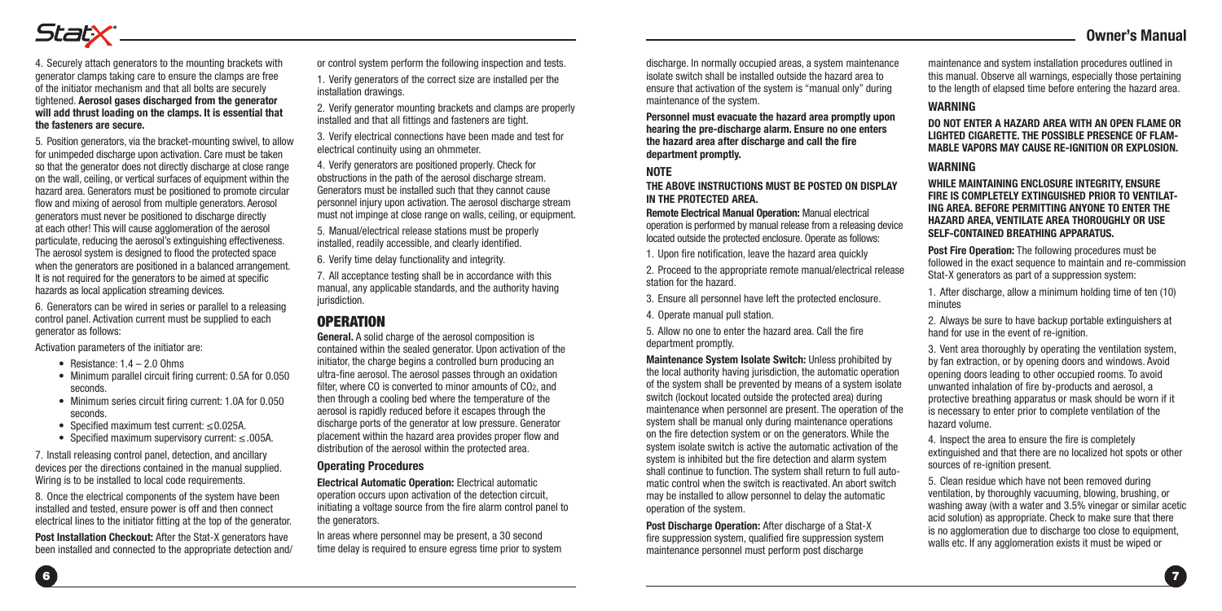4. Securely attach generators to the mounting brackets with generator clamps taking care to ensure the clamps are free of the initiator mechanism and that all bolts are securely tightened. **Aerosol gases discharged from the generator will add thrust loading on the clamps. It is essential that the fasteners are secure.**

5. Position generators, via the bracket-mounting swivel, to allow for unimpeded discharge upon activation. Care must be taken so that the generator does not directly discharge at close range on the wall, ceiling, or vertical surfaces of equipment within the hazard area. Generators must be positioned to promote circular flow and mixing of aerosol from multiple generators. Aerosol generators must never be positioned to discharge directly at each other! This will cause agglomeration of the aerosol particulate, reducing the aerosol's extinguishing effectiveness. The aerosol system is designed to flood the protected space when the generators are positioned in a balanced arrangement. It is not required for the generators to be aimed at specific hazards as local application streaming devices.

6. Generators can be wired in series or parallel to a releasing control panel. Activation current must be supplied to each generator as follows:

Activation parameters of the initiator are:

- Resistance: 1.4 – 2.0 Ohms
- Minimum parallel circuit firing current: 0.5A for 0.050 seconds.
- Minimum series circuit firing current: 1.0A for 0.050 seconds.
- Specified maximum test current: ≤0.025A.
- Specified maximum supervisory current: ≤.005A.

7. Install releasing control panel, detection, and ancillary devices per the directions contained in the manual supplied. Wiring is to be installed to local code requirements.

8. Once the electrical components of the system have been installed and tested, ensure power is off and then connect electrical lines to the initiator fitting at the top of the generator.

**Post Installation Checkout:** After the Stat-X generators have been installed and connected to the appropriate detection and/or control system perform the following inspection and tests.

1. Verify generators of the correct size are installed per the installation drawings.

2. Verify generator mounting brackets and clamps are properly installed and that all fittings and fasteners are tight.

3. Verify electrical connections have been made and test for electrical continuity using an ohmmeter.

4. Verify generators are positioned properly. Check for obstructions in the path of the aerosol discharge stream. Generators must be installed such that they cannot cause personnel injury upon activation. The aerosol discharge stream must not impinge at close range on walls, ceiling, or equipment.

5. Manual/electrical release stations must be properly installed, readily accessible, and clearly identified.

6. Verify time delay functionality and integrity.

7. All acceptance testing shall be in accordance with this manual, any applicable standards, and the authority having jurisdiction.

## OPERATION

**General.** A solid charge of the aerosol composition is contained within the sealed generator. Upon activation of the initiator, the charge begins a controlled burn producing an ultra-fine aerosol. The aerosol passes through an oxidation filter, where CO is converted to minor amounts of $CO_2$, and then through a cooling bed where the temperature of the aerosol is rapidly reduced before it escapes through the discharge ports of the generator at low pressure. Generator placement within the hazard area provides proper flow and distribution of the aerosol within the protected area.

### Operating Procedures

**Electrical Automatic Operation:** Electrical automatic operation occurs upon activation of the detection circuit, initiating a voltage source from the fire alarm control panel to the generators.

In areas where personnel may be present, a 30 second time delay is required to ensure egress time prior to system discharge. In normally occupied areas, a system maintenance isolate switch shall be installed outside the hazard area to ensure that activation of the system is "manual only" during maintenance of the system.

**Personnel must evacuate the hazard area promptly upon hearing the pre-discharge alarm. Ensure no one enters the hazard area after discharge and call the fire department promptly.**

**NOTE**

**THE ABOVE INSTRUCTIONS MUST BE POSTED ON DISPLAY IN THE PROTECTED AREA.**

**Remote Electrical Manual Operation:** Manual electrical operation is performed by manual release from a releasing device located outside the protected enclosure. Operate as follows:

1. Upon fire notification, leave the hazard area quickly

2. Proceed to the appropriate remote manual/electrical release station for the hazard.

3. Ensure all personnel have left the protected enclosure.

4. Operate manual pull station.

5. Allow no one to enter the hazard area. Call the fire department promptly.

**Maintenance System Isolate Switch:** Unless prohibited by the local authority having jurisdiction, the automatic operation of the system shall be prevented by means of a system isolate switch (lockout located outside the protected area) during maintenance when personnel are present. The operation of the system shall be manual only during maintenance operations on the fire detection system or on the generators. While the system isolate switch is active the automatic activation of the system is inhibited but the fire detection and alarm system shall continue to function. The system shall return to full automatic control when the switch is reactivated. An abort switch may be installed to allow personnel to delay the automatic operation of the system.

**Post Discharge Operation:** After discharge of a Stat-X fire suppression system, qualified fire suppression system maintenance personnel must perform post discharge maintenance and system installation procedures outlined in this manual. Observe all warnings, especially those pertaining to the length of elapsed time before entering the hazard area.

**WARNING**

**DO NOT ENTER A HAZARD AREA WITH AN OPEN FLAME OR LIGHTED CIGARETTE. THE POSSIBLE PRESENCE OF FLAMMABLE VAPORS MAY CAUSE RE-IGNITION OR EXPLOSION.**

**WARNING**

**WHILE MAINTAINING ENCLOSURE INTEGRITY, ENSURE FIRE IS COMPLETELY EXTINGUISHED PRIOR TO VENTILATING AREA. BEFORE PERMITTING ANYONE TO ENTER THE HAZARD AREA, VENTILATE AREA THOROUGHLY OR USE SELF-CONTAINED BREATHING APPARATUS.**

**Post Fire Operation:** The following procedures must be followed in the exact sequence to maintain and re-commission Stat-X generators as part of a suppression system:

1. After discharge, allow a minimum holding time of ten (10) minutes

2. Always be sure to have backup portable extinguishers at hand for use in the event of re-ignition.

3. Vent area thoroughly by operating the ventilation system, by fan extraction, or by opening doors and windows. Avoid opening doors leading to other occupied rooms. To avoid unwanted inhalation of fire by-products and aerosol, a protective breathing apparatus or mask should be worn if it is necessary to enter prior to complete ventilation of the hazard volume.

4. Inspect the area to ensure the fire is completely extinguished and that there are no localized hot spots or other sources of re-ignition present.

5. Clean residue which have not been removed during ventilation, by thoroughly vacuuming, blowing, brushing, or washing away (with a water and 3.5% vinegar or similar acetic acid solution) as appropriate. Check to make sure that there is no agglomeration due to discharge too close to equipment, walls etc. If any agglomeration exists it must be wiped or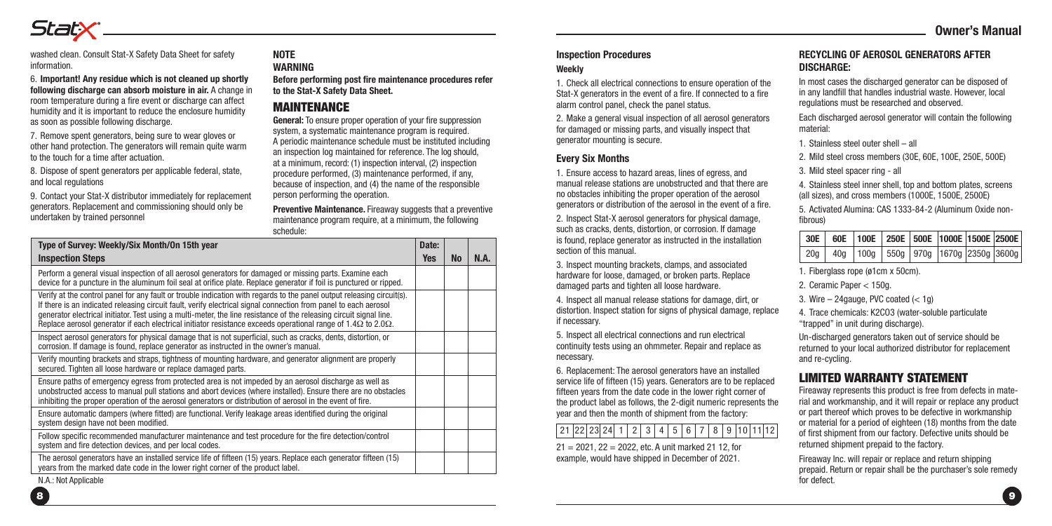washed clean. Consult Stat-X Safety Data Sheet for safety information.

6. **Important! Any residue which is not cleaned up shortly following discharge can absorb moisture in air.** A change in room temperature during a fire event or discharge can affect humidity and it is important to reduce the enclosure humidity as soon as possible following discharge.

7. Remove spent generators, being sure to wear gloves or other hand protection. The generators will remain quite warm to the touch for a time after actuation.

8. Dispose of spent generators per applicable federal, state, and local regulations

9. Contact your Stat-X distributor immediately for replacement generators. Replacement and commissioning should only be undertaken by trained personnel

**NOTE**

**WARNING**

**Before performing post fire maintenance procedures refer to the Stat-X Safety Data Sheet.**

## MAINTENANCE

**General:** To ensure proper operation of your fire suppression system, a systematic maintenance program is required. A periodic maintenance schedule must be instituted including an inspection log maintained for reference. The log should, at a minimum, record: (1) inspection interval, (2) inspection procedure performed, (3) maintenance performed, if any, because of inspection, and (4) the name of the responsible person performing the operation.

**Preventive Maintenance.** Fireaway suggests that a preventive maintenance program require, at a minimum, the following schedule:

| Type of Survey: Weekly/Six Month/On 15th year | Date: | | |
|---|---|---|---|
| **Inspection Steps** | **Yes** | **No** | **N.A.** |
| Perform a general visual inspection of all aerosol generators for damaged or missing parts. Examine each device for a puncture in the aluminum foil seal at orifice plate. Replace generator if foil is punctured or ripped. | | | |
| Verify at the control panel for any fault or trouble indication with regards to the panel output releasing circuit(s). If there is an indicated releasing circuit fault, verify electrical signal connection from panel to each aerosol generator electrical initiator. Test using a multi-meter, the line resistance of the releasing circuit signal line. Replace aerosol generator if each electrical initiator resistance exceeds operational range of 1.4Ω to 2.0Ω. | | | |
| Inspect aerosol generators for physical damage that is not superficial, such as cracks, dents, distortion, or corrosion. If damage is found, replace generator as instructed in the owner's manual. | | | |
| Verify mounting brackets and straps, tightness of mounting hardware, and generator alignment are properly secured. Tighten all loose hardware or replace damaged parts. | | | |
| Ensure paths of emergency egress from protected area is not impeded by an aerosol discharge as well as unobstructed access to manual pull stations and abort devices (where installed). Ensure there are no obstacles inhibiting the proper operation of the aerosol generators or distribution of aerosol in the event of fire. | | | |
| Ensure automatic dampers (where fitted) are functional. Verify leakage areas identified during the original system design have not been modified. | | | |
| Follow specific recommended manufacturer maintenance and test procedure for the fire detection/control system and fire detection devices, and per local codes. | | | |
| The aerosol generators have an installed service life of fifteen (15) years. Replace each generator fifteen (15) years from the marked date code in the lower right corner of the product label. | | | |

N.A.: Not Applicable

### Inspection Procedures

#### Weekly

1. Check all electrical connections to ensure operation of the Stat-X generators in the event of a fire. If connected to a fire alarm control panel, check the panel status.

2. Make a general visual inspection of all aerosol generators for damaged or missing parts, and visually inspect that generator mounting is secure.

#### Every Six Months

1. Ensure access to hazard areas, lines of egress, and manual release stations are unobstructed and that there are no obstacles inhibiting the proper operation of the aerosol generators or distribution of the aerosol in the event of a fire.

2. Inspect Stat-X aerosol generators for physical damage, such as cracks, dents, distortion, or corrosion. If damage is found, replace generator as instructed in the installation section of this manual.

3. Inspect mounting brackets, clamps, and associated hardware for loose, damaged, or broken parts. Replace damaged parts and tighten all loose hardware.

4. Inspect all manual release stations for damage, dirt, or distortion. Inspect station for signs of physical damage, replace if necessary.

5. Inspect all electrical connections and run electrical continuity tests using an ohmmeter. Repair and replace as necessary.

6. Replacement: The aerosol generators have an installed service life of fifteen (15) years. Generators are to be replaced fifteen years from the date code in the lower right corner of the product label as follows, the 2-digit numeric represents the year and then the month of shipment from the factory:

| 21 | 22 | 23 | 24 | 1 | 2 | 3 | 4 | 5 | 6 | 7 | 8 | 9 | 10 | 11 | 12 |
|---|---|---|---|---|---|---|---|---|---|---|---|---|---|---|---|

21 = 2021, 22 = 2022, etc. A unit marked 21 12, for example, would have shipped in December of 2021.

### RECYCLING OF AEROSOL GENERATORS AFTER DISCHARGE:

In most cases the discharged generator can be disposed of in any landfill that handles industrial waste. However, local regulations must be researched and observed.

Each discharged aerosol generator will contain the following material:

1. Stainless steel outer shell – all
2. Mild steel cross members (30E, 60E, 100E, 250E, 500E)
3. Mild steel spacer ring - all
4. Stainless steel inner shell, top and bottom plates, screens (all sizes), and cross members (1000E, 1500E, 2500E)
5. Activated Alumina: CAS 1333-84-2 (Aluminum Oxide non-fibrous)

| 30E | 60E | 100E | 250E | 500E | 1000E | 1500E | 2500E |
|---|---|---|---|---|---|---|---|
| 20g | 40g | 100g | 550g | 970g | 1670g | 2350g | 3600g |

1. Fiberglass rope (ø1cm x 50cm).
2. Ceramic Paper < 150g.
3. Wire – 24gauge, PVC coated (< 1g)
4. Trace chemicals: $K_2CO_3$ (water-soluble particulate "trapped" in unit during discharge).

Un-discharged generators taken out of service should be returned to your local authorized distributor for replacement and re-cycling.

## LIMITED WARRANTY STATEMENT

Fireaway represents this product is free from defects in material and workmanship, and it will repair or replace any product or part thereof which proves to be defective in workmanship or material for a period of eighteen (18) months from the date of first shipment from our factory. Defective units should be returned shipment prepaid to the factory.

Fireaway Inc. will repair or replace and return shipping prepaid. Return or repair shall be the purchaser's sole remedy for defect.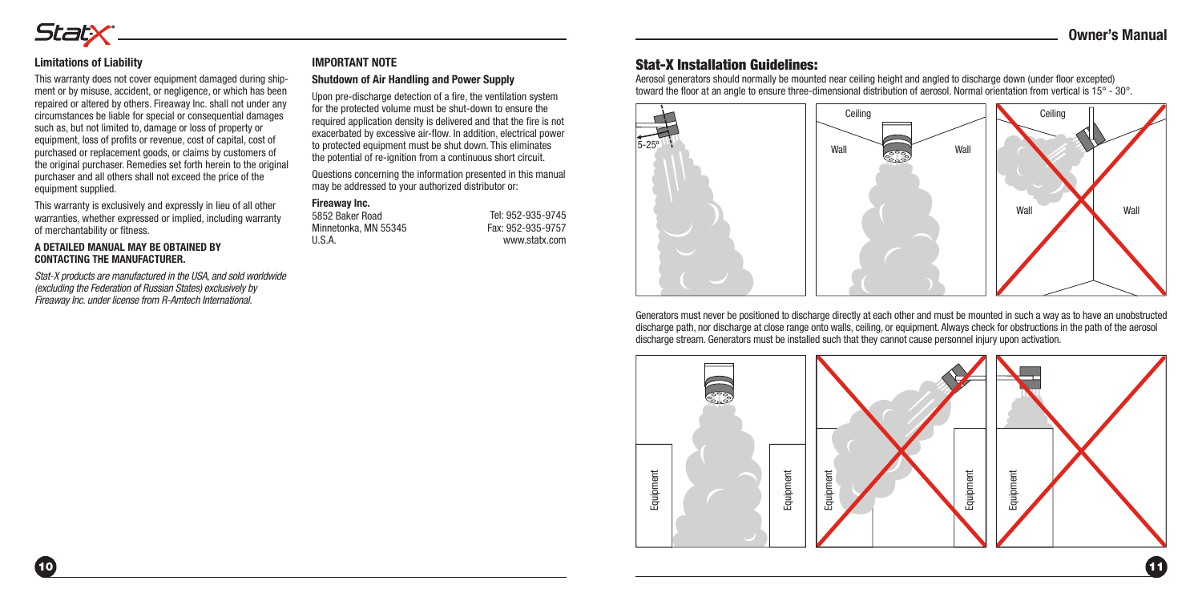### Limitations of Liability

This warranty does not cover equipment damaged during shipment or by misuse, accident, or negligence, or which has been repaired or altered by others. Fireaway Inc. shall not under any circumstances be liable for special or consequential damages such as, but not limited to, damage or loss of property or equipment, loss of profits or revenue, cost of capital, cost of purchased or replacement goods, or claims by customers of the original purchaser. Remedies set forth herein to the original purchaser and all others shall not exceed the price of the equipment supplied.

This warranty is exclusively and expressly in lieu of all other warranties, whether expressed or implied, including warranty of merchantability or fitness.

**A DETAILED MANUAL MAY BE OBTAINED BY CONTACTING THE MANUFACTURER.**

*Stat-X products are manufactured in the USA, and sold worldwide (excluding the Federation of Russian States) exclusively by Fireaway Inc. under license from R-Amtech International.*

### IMPORTANT NOTE

**Shutdown of Air Handling and Power Supply**

Upon pre-discharge detection of a fire, the ventilation system for the protected volume must be shut-down to ensure the required application density is delivered and that the fire is not exacerbated by excessive air-flow. In addition, electrical power to protected equipment must be shut down. This eliminates the potential of re-ignition from a continuous short circuit.

Questions concerning the information presented in this manual may be addressed to your authorized distributor or:

**Fireaway Inc.**
5852 Baker Road
Minnetonka, MN 55345
U.S.A.

Tel: 952-935-9745
Fax: 952-935-9757
www.statx.com

## Stat-X Installation Guidelines:

Aerosol generators should normally be mounted near ceiling height and angled to discharge down (under floor excepted) toward the floor at an angle to ensure three-dimensional distribution of aerosol. Normal orientation from vertical is 15° - 30°.

5-25°

Ceiling

Wall

Wall

Ceiling

Wall

Wall

Generators must never be positioned to discharge directly at each other and must be mounted in such a way as to have an unobstructed discharge path, nor discharge at close range onto walls, ceiling, or equipment. Always check for obstructions in the path of the aerosol discharge stream. Generators must be installed such that they cannot cause personnel injury upon activation.

Equipment

Equipment

Equipment

Equipment

Equipment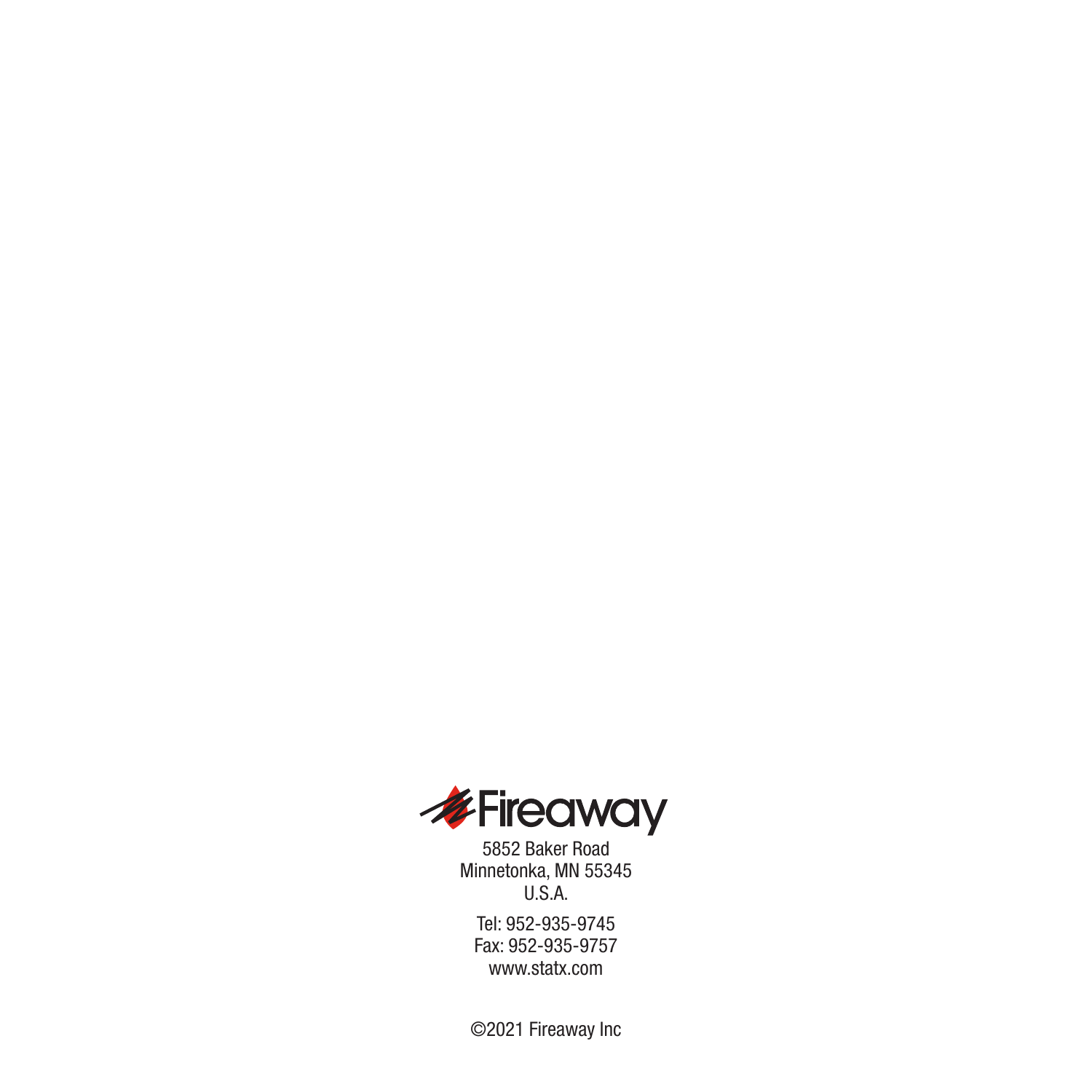Fireaway

5852 Baker Road
Minnetonka, MN 55345
U.S.A.

Tel: 952-935-9745
Fax: 952-935-9757
www.statx.com

©2021 Fireaway Inc